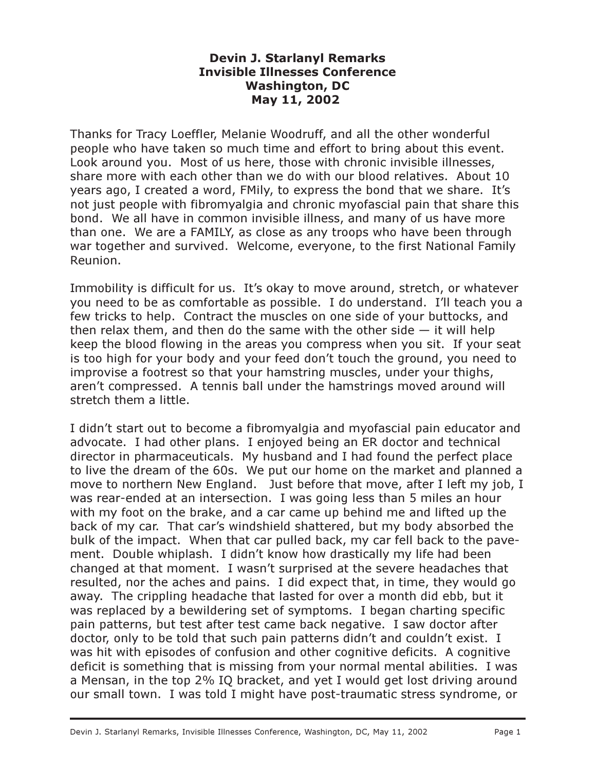**Devin J. Starlanyl Remarks**
**Invisible Illnesses Conference**
**Washington, DC**
**May 11, 2002**

Thanks for Tracy Loeffler, Melanie Woodruff, and all the other wonderful people who have taken so much time and effort to bring about this event. Look around you. Most of us here, those with chronic invisible illnesses, share more with each other than we do with our blood relatives. About 10 years ago, I created a word, FMily, to express the bond that we share. It's not just people with fibromyalgia and chronic myofascial pain that share this bond. We all have in common invisible illness, and many of us have more than one. We are a FAMILY, as close as any troops who have been through war together and survived. Welcome, everyone, to the first National Family Reunion.

Immobility is difficult for us. It's okay to move around, stretch, or whatever you need to be as comfortable as possible. I do understand. I'll teach you a few tricks to help. Contract the muscles on one side of your buttocks, and then relax them, and then do the same with the other side — it will help keep the blood flowing in the areas you compress when you sit. If your seat is too high for your body and your feed don't touch the ground, you need to improvise a footrest so that your hamstring muscles, under your thighs, aren't compressed. A tennis ball under the hamstrings moved around will stretch them a little.

I didn't start out to become a fibromyalgia and myofascial pain educator and advocate. I had other plans. I enjoyed being an ER doctor and technical director in pharmaceuticals. My husband and I had found the perfect place to live the dream of the 60s. We put our home on the market and planned a move to northern New England. Just before that move, after I left my job, I was rear-ended at an intersection. I was going less than 5 miles an hour with my foot on the brake, and a car came up behind me and lifted up the back of my car. That car's windshield shattered, but my body absorbed the bulk of the impact. When that car pulled back, my car fell back to the pavement. Double whiplash. I didn't know how drastically my life had been changed at that moment. I wasn't surprised at the severe headaches that resulted, nor the aches and pains. I did expect that, in time, they would go away. The crippling headache that lasted for over a month did ebb, but it was replaced by a bewildering set of symptoms. I began charting specific pain patterns, but test after test came back negative. I saw doctor after doctor, only to be told that such pain patterns didn't and couldn't exist. I was hit with episodes of confusion and other cognitive deficits. A cognitive deficit is something that is missing from your normal mental abilities. I was a Mensan, in the top 2% IQ bracket, and yet I would get lost driving around our small town. I was told I might have post-traumatic stress syndrome, or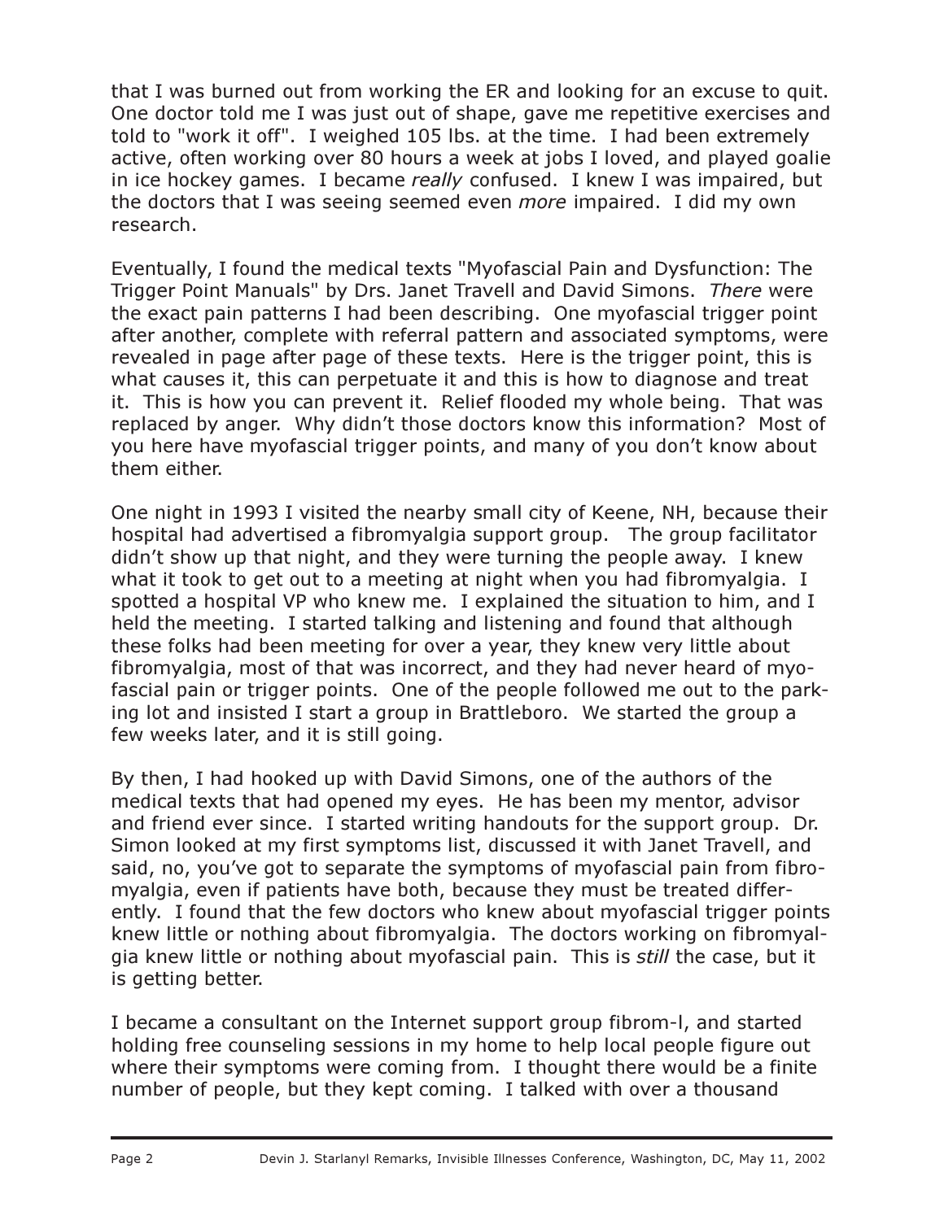that I was burned out from working the ER and looking for an excuse to quit. One doctor told me I was just out of shape, gave me repetitive exercises and told to "work it off". I weighed 105 lbs. at the time. I had been extremely active, often working over 80 hours a week at jobs I loved, and played goalie in ice hockey games. I became *really* confused. I knew I was impaired, but the doctors that I was seeing seemed even *more* impaired. I did my own research.

Eventually, I found the medical texts "Myofascial Pain and Dysfunction: The Trigger Point Manuals" by Drs. Janet Travell and David Simons. *There* were the exact pain patterns I had been describing. One myofascial trigger point after another, complete with referral pattern and associated symptoms, were revealed in page after page of these texts. Here is the trigger point, this is what causes it, this can perpetuate it and this is how to diagnose and treat it. This is how you can prevent it. Relief flooded my whole being. That was replaced by anger. Why didn't those doctors know this information? Most of you here have myofascial trigger points, and many of you don't know about them either.

One night in 1993 I visited the nearby small city of Keene, NH, because their hospital had advertised a fibromyalgia support group. The group facilitator didn't show up that night, and they were turning the people away. I knew what it took to get out to a meeting at night when you had fibromyalgia. I spotted a hospital VP who knew me. I explained the situation to him, and I held the meeting. I started talking and listening and found that although these folks had been meeting for over a year, they knew very little about fibromyalgia, most of that was incorrect, and they had never heard of myofascial pain or trigger points. One of the people followed me out to the parking lot and insisted I start a group in Brattleboro. We started the group a few weeks later, and it is still going.

By then, I had hooked up with David Simons, one of the authors of the medical texts that had opened my eyes. He has been my mentor, advisor and friend ever since. I started writing handouts for the support group. Dr. Simon looked at my first symptoms list, discussed it with Janet Travell, and said, no, you've got to separate the symptoms of myofascial pain from fibromyalgia, even if patients have both, because they must be treated differently. I found that the few doctors who knew about myofascial trigger points knew little or nothing about fibromyalgia. The doctors working on fibromyalgia knew little or nothing about myofascial pain. This is *still* the case, but it is getting better.

I became a consultant on the Internet support group fibrom-l, and started holding free counseling sessions in my home to help local people figure out where their symptoms were coming from. I thought there would be a finite number of people, but they kept coming. I talked with over a thousand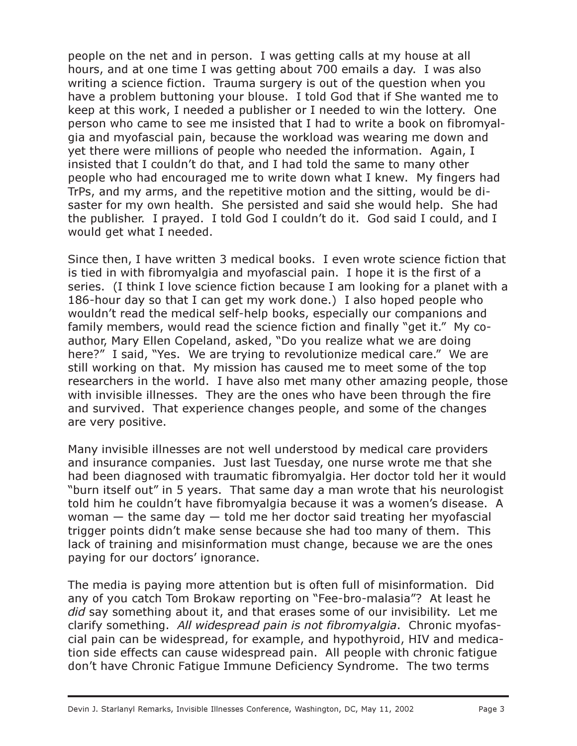people on the net and in person. I was getting calls at my house at all hours, and at one time I was getting about 700 emails a day. I was also writing a science fiction. Trauma surgery is out of the question when you have a problem buttoning your blouse. I told God that if She wanted me to keep at this work, I needed a publisher or I needed to win the lottery. One person who came to see me insisted that I had to write a book on fibromyalgia and myofascial pain, because the workload was wearing me down and yet there were millions of people who needed the information. Again, I insisted that I couldn't do that, and I had told the same to many other people who had encouraged me to write down what I knew. My fingers had TrPs, and my arms, and the repetitive motion and the sitting, would be disaster for my own health. She persisted and said she would help. She had the publisher. I prayed. I told God I couldn't do it. God said I could, and I would get what I needed.

Since then, I have written 3 medical books. I even wrote science fiction that is tied in with fibromyalgia and myofascial pain. I hope it is the first of a series. (I think I love science fiction because I am looking for a planet with a 186-hour day so that I can get my work done.) I also hoped people who wouldn't read the medical self-help books, especially our companions and family members, would read the science fiction and finally "get it." My co-author, Mary Ellen Copeland, asked, "Do you realize what we are doing here?" I said, "Yes. We are trying to revolutionize medical care." We are still working on that. My mission has caused me to meet some of the top researchers in the world. I have also met many other amazing people, those with invisible illnesses. They are the ones who have been through the fire and survived. That experience changes people, and some of the changes are very positive.

Many invisible illnesses are not well understood by medical care providers and insurance companies. Just last Tuesday, one nurse wrote me that she had been diagnosed with traumatic fibromyalgia. Her doctor told her it would "burn itself out" in 5 years. That same day a man wrote that his neurologist told him he couldn't have fibromyalgia because it was a women's disease. A woman — the same day — told me her doctor said treating her myofascial trigger points didn't make sense because she had too many of them. This lack of training and misinformation must change, because we are the ones paying for our doctors' ignorance.

The media is paying more attention but is often full of misinformation. Did any of you catch Tom Brokaw reporting on "Fee-bro-malasia"? At least he *did* say something about it, and that erases some of our invisibility. Let me clarify something. *All widespread pain is not fibromyalgia*. Chronic myofascial pain can be widespread, for example, and hypothyroid, HIV and medication side effects can cause widespread pain. All people with chronic fatigue don't have Chronic Fatigue Immune Deficiency Syndrome. The two terms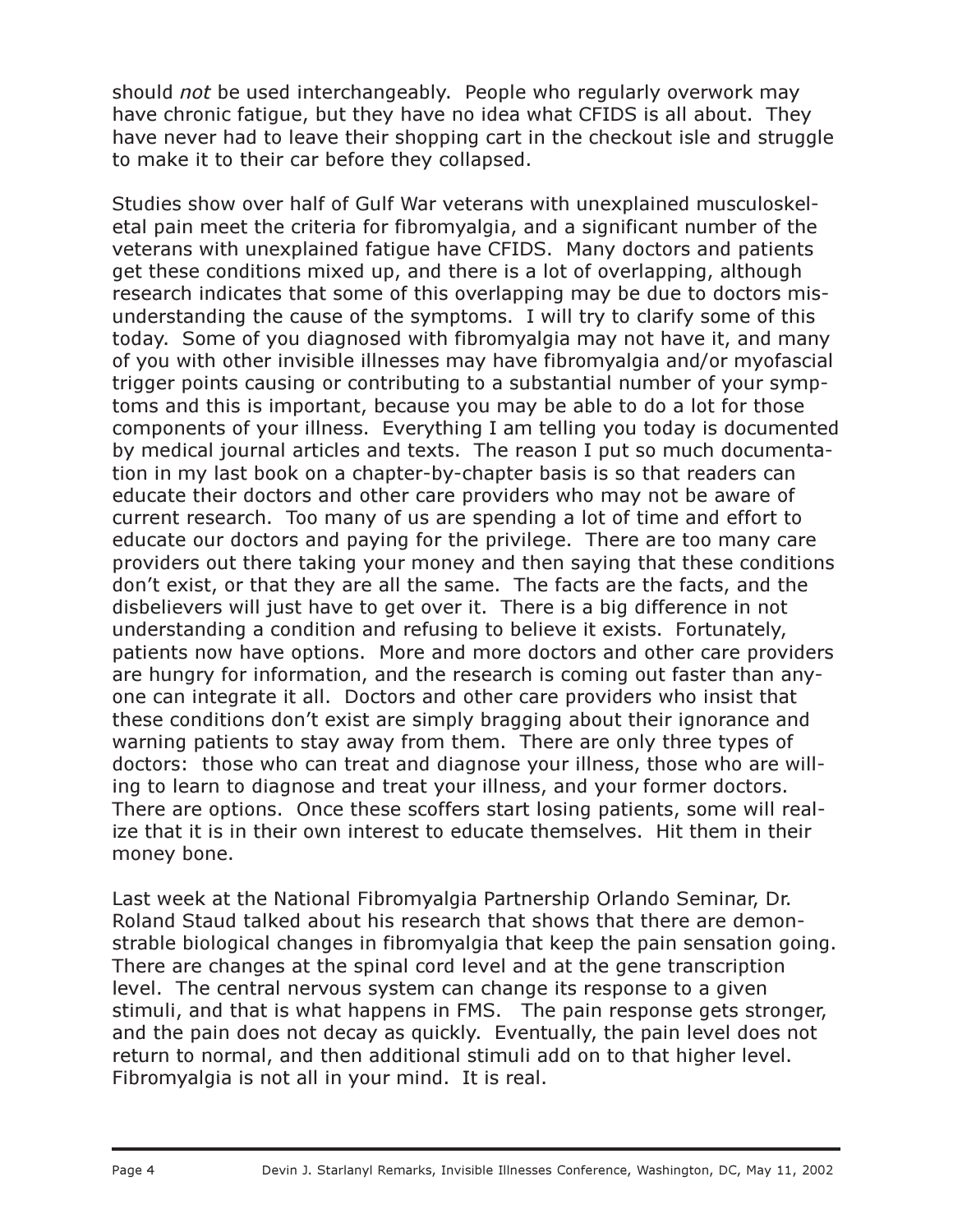should *not* be used interchangeably. People who regularly overwork may have chronic fatigue, but they have no idea what CFIDS is all about. They have never had to leave their shopping cart in the checkout isle and struggle to make it to their car before they collapsed.

Studies show over half of Gulf War veterans with unexplained musculoskeletal pain meet the criteria for fibromyalgia, and a significant number of the veterans with unexplained fatigue have CFIDS. Many doctors and patients get these conditions mixed up, and there is a lot of overlapping, although research indicates that some of this overlapping may be due to doctors misunderstanding the cause of the symptoms. I will try to clarify some of this today. Some of you diagnosed with fibromyalgia may not have it, and many of you with other invisible illnesses may have fibromyalgia and/or myofascial trigger points causing or contributing to a substantial number of your symptoms and this is important, because you may be able to do a lot for those components of your illness. Everything I am telling you today is documented by medical journal articles and texts. The reason I put so much documentation in my last book on a chapter-by-chapter basis is so that readers can educate their doctors and other care providers who may not be aware of current research. Too many of us are spending a lot of time and effort to educate our doctors and paying for the privilege. There are too many care providers out there taking your money and then saying that these conditions don't exist, or that they are all the same. The facts are the facts, and the disbelievers will just have to get over it. There is a big difference in not understanding a condition and refusing to believe it exists. Fortunately, patients now have options. More and more doctors and other care providers are hungry for information, and the research is coming out faster than anyone can integrate it all. Doctors and other care providers who insist that these conditions don't exist are simply bragging about their ignorance and warning patients to stay away from them. There are only three types of doctors: those who can treat and diagnose your illness, those who are willing to learn to diagnose and treat your illness, and your former doctors. There are options. Once these scoffers start losing patients, some will realize that it is in their own interest to educate themselves. Hit them in their money bone.

Last week at the National Fibromyalgia Partnership Orlando Seminar, Dr. Roland Staud talked about his research that shows that there are demonstrable biological changes in fibromyalgia that keep the pain sensation going. There are changes at the spinal cord level and at the gene transcription level. The central nervous system can change its response to a given stimuli, and that is what happens in FMS. The pain response gets stronger, and the pain does not decay as quickly. Eventually, the pain level does not return to normal, and then additional stimuli add on to that higher level. Fibromyalgia is not all in your mind. It is real.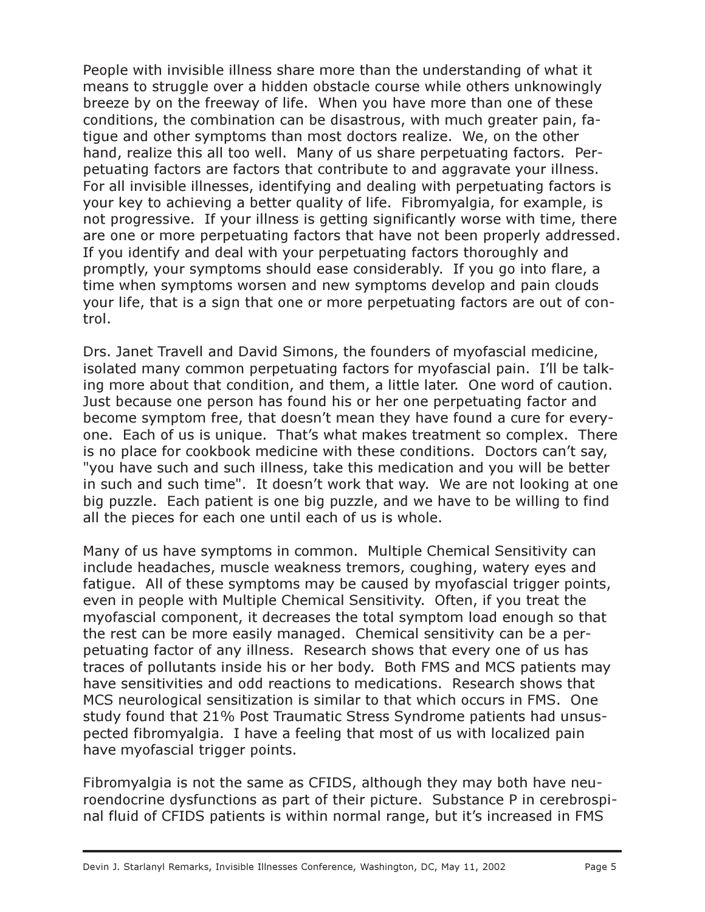People with invisible illness share more than the understanding of what it means to struggle over a hidden obstacle course while others unknowingly breeze by on the freeway of life. When you have more than one of these conditions, the combination can be disastrous, with much greater pain, fatigue and other symptoms than most doctors realize. We, on the other hand, realize this all too well. Many of us share perpetuating factors. Perpetuating factors are factors that contribute to and aggravate your illness. For all invisible illnesses, identifying and dealing with perpetuating factors is your key to achieving a better quality of life. Fibromyalgia, for example, is not progressive. If your illness is getting significantly worse with time, there are one or more perpetuating factors that have not been properly addressed. If you identify and deal with your perpetuating factors thoroughly and promptly, your symptoms should ease considerably. If you go into flare, a time when symptoms worsen and new symptoms develop and pain clouds your life, that is a sign that one or more perpetuating factors are out of control.

Drs. Janet Travell and David Simons, the founders of myofascial medicine, isolated many common perpetuating factors for myofascial pain. I'll be talking more about that condition, and them, a little later. One word of caution. Just because one person has found his or her one perpetuating factor and become symptom free, that doesn't mean they have found a cure for everyone. Each of us is unique. That's what makes treatment so complex. There is no place for cookbook medicine with these conditions. Doctors can't say, "you have such and such illness, take this medication and you will be better in such and such time". It doesn't work that way. We are not looking at one big puzzle. Each patient is one big puzzle, and we have to be willing to find all the pieces for each one until each of us is whole.

Many of us have symptoms in common. Multiple Chemical Sensitivity can include headaches, muscle weakness tremors, coughing, watery eyes and fatigue. All of these symptoms may be caused by myofascial trigger points, even in people with Multiple Chemical Sensitivity. Often, if you treat the myofascial component, it decreases the total symptom load enough so that the rest can be more easily managed. Chemical sensitivity can be a perpetuating factor of any illness. Research shows that every one of us has traces of pollutants inside his or her body. Both FMS and MCS patients may have sensitivities and odd reactions to medications. Research shows that MCS neurological sensitization is similar to that which occurs in FMS. One study found that 21% Post Traumatic Stress Syndrome patients had unsuspected fibromyalgia. I have a feeling that most of us with localized pain have myofascial trigger points.

Fibromyalgia is not the same as CFIDS, although they may both have neuroendocrine dysfunctions as part of their picture. Substance P in cerebrospinal fluid of CFIDS patients is within normal range, but it's increased in FMS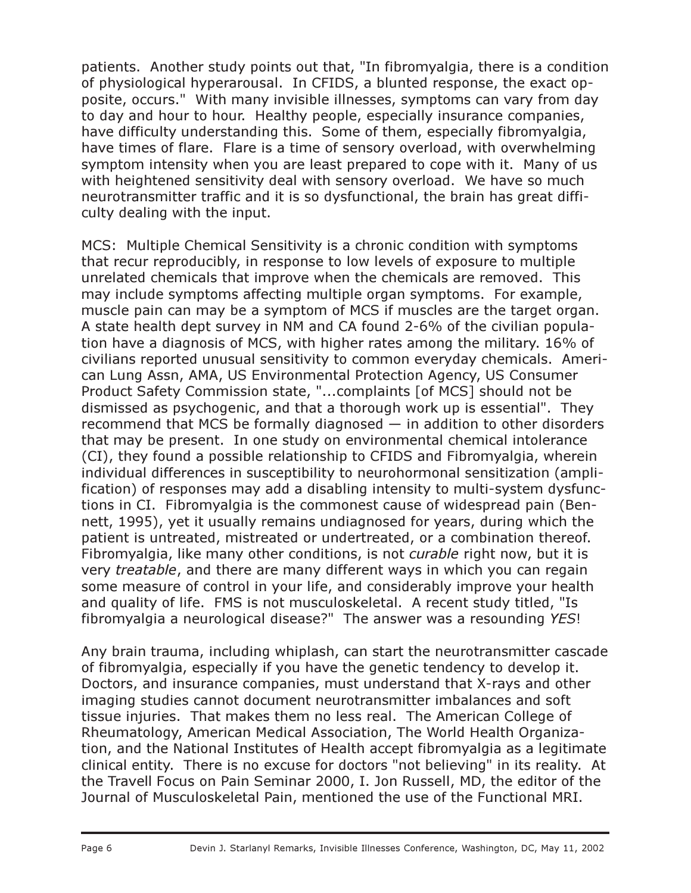patients. Another study points out that, "In fibromyalgia, there is a condition of physiological hyperarousal. In CFIDS, a blunted response, the exact opposite, occurs." With many invisible illnesses, symptoms can vary from day to day and hour to hour. Healthy people, especially insurance companies, have difficulty understanding this. Some of them, especially fibromyalgia, have times of flare. Flare is a time of sensory overload, with overwhelming symptom intensity when you are least prepared to cope with it. Many of us with heightened sensitivity deal with sensory overload. We have so much neurotransmitter traffic and it is so dysfunctional, the brain has great difficulty dealing with the input.

MCS: Multiple Chemical Sensitivity is a chronic condition with symptoms that recur reproducibly, in response to low levels of exposure to multiple unrelated chemicals that improve when the chemicals are removed. This may include symptoms affecting multiple organ symptoms. For example, muscle pain can may be a symptom of MCS if muscles are the target organ. A state health dept survey in NM and CA found 2-6% of the civilian population have a diagnosis of MCS, with higher rates among the military. 16% of civilians reported unusual sensitivity to common everyday chemicals. American Lung Assn, AMA, US Environmental Protection Agency, US Consumer Product Safety Commission state, "...complaints [of MCS] should not be dismissed as psychogenic, and that a thorough work up is essential". They recommend that MCS be formally diagnosed — in addition to other disorders that may be present. In one study on environmental chemical intolerance (CI), they found a possible relationship to CFIDS and Fibromyalgia, wherein individual differences in susceptibility to neurohormonal sensitization (amplification) of responses may add a disabling intensity to multi-system dysfunctions in CI. Fibromyalgia is the commonest cause of widespread pain (Bennett, 1995), yet it usually remains undiagnosed for years, during which the patient is untreated, mistreated or undertreated, or a combination thereof. Fibromyalgia, like many other conditions, is not *curable* right now, but it is very *treatable*, and there are many different ways in which you can regain some measure of control in your life, and considerably improve your health and quality of life. FMS is not musculoskeletal. A recent study titled, "Is fibromyalgia a neurological disease?" The answer was a resounding *YES*!

Any brain trauma, including whiplash, can start the neurotransmitter cascade of fibromyalgia, especially if you have the genetic tendency to develop it. Doctors, and insurance companies, must understand that X-rays and other imaging studies cannot document neurotransmitter imbalances and soft tissue injuries. That makes them no less real. The American College of Rheumatology, American Medical Association, The World Health Organization, and the National Institutes of Health accept fibromyalgia as a legitimate clinical entity. There is no excuse for doctors "not believing" in its reality. At the Travell Focus on Pain Seminar 2000, I. Jon Russell, MD, the editor of the Journal of Musculoskeletal Pain, mentioned the use of the Functional MRI.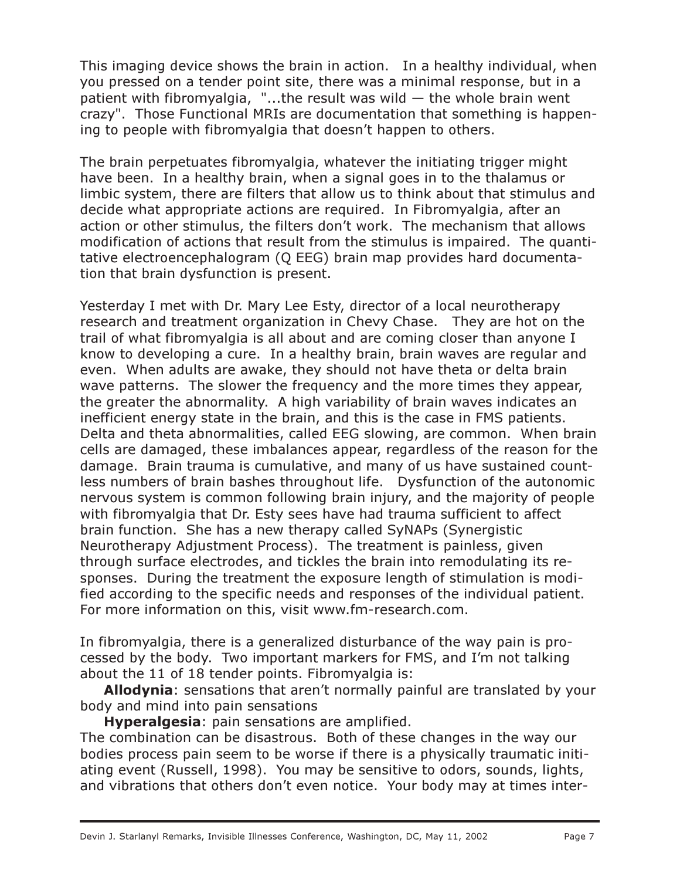This imaging device shows the brain in action. In a healthy individual, when you pressed on a tender point site, there was a minimal response, but in a patient with fibromyalgia, "...the result was wild — the whole brain went crazy". Those Functional MRIs are documentation that something is happening to people with fibromyalgia that doesn't happen to others.

The brain perpetuates fibromyalgia, whatever the initiating trigger might have been. In a healthy brain, when a signal goes in to the thalamus or limbic system, there are filters that allow us to think about that stimulus and decide what appropriate actions are required. In Fibromyalgia, after an action or other stimulus, the filters don't work. The mechanism that allows modification of actions that result from the stimulus is impaired. The quantitative electroencephalogram (Q EEG) brain map provides hard documentation that brain dysfunction is present.

Yesterday I met with Dr. Mary Lee Esty, director of a local neurotherapy research and treatment organization in Chevy Chase. They are hot on the trail of what fibromyalgia is all about and are coming closer than anyone I know to developing a cure. In a healthy brain, brain waves are regular and even. When adults are awake, they should not have theta or delta brain wave patterns. The slower the frequency and the more times they appear, the greater the abnormality. A high variability of brain waves indicates an inefficient energy state in the brain, and this is the case in FMS patients. Delta and theta abnormalities, called EEG slowing, are common. When brain cells are damaged, these imbalances appear, regardless of the reason for the damage. Brain trauma is cumulative, and many of us have sustained countless numbers of brain bashes throughout life. Dysfunction of the autonomic nervous system is common following brain injury, and the majority of people with fibromyalgia that Dr. Esty sees have had trauma sufficient to affect brain function. She has a new therapy called SyNAPs (Synergistic Neurotherapy Adjustment Process). The treatment is painless, given through surface electrodes, and tickles the brain into remodulating its responses. During the treatment the exposure length of stimulation is modified according to the specific needs and responses of the individual patient. For more information on this, visit www.fm-research.com.

In fibromyalgia, there is a generalized disturbance of the way pain is processed by the body. Two important markers for FMS, and I'm not talking about the 11 of 18 tender points. Fibromyalgia is:

**Allodynia**: sensations that aren't normally painful are translated by your body and mind into pain sensations

**Hyperalgesia**: pain sensations are amplified.

The combination can be disastrous. Both of these changes in the way our bodies process pain seem to be worse if there is a physically traumatic initiating event (Russell, 1998). You may be sensitive to odors, sounds, lights, and vibrations that others don't even notice. Your body may at times inter-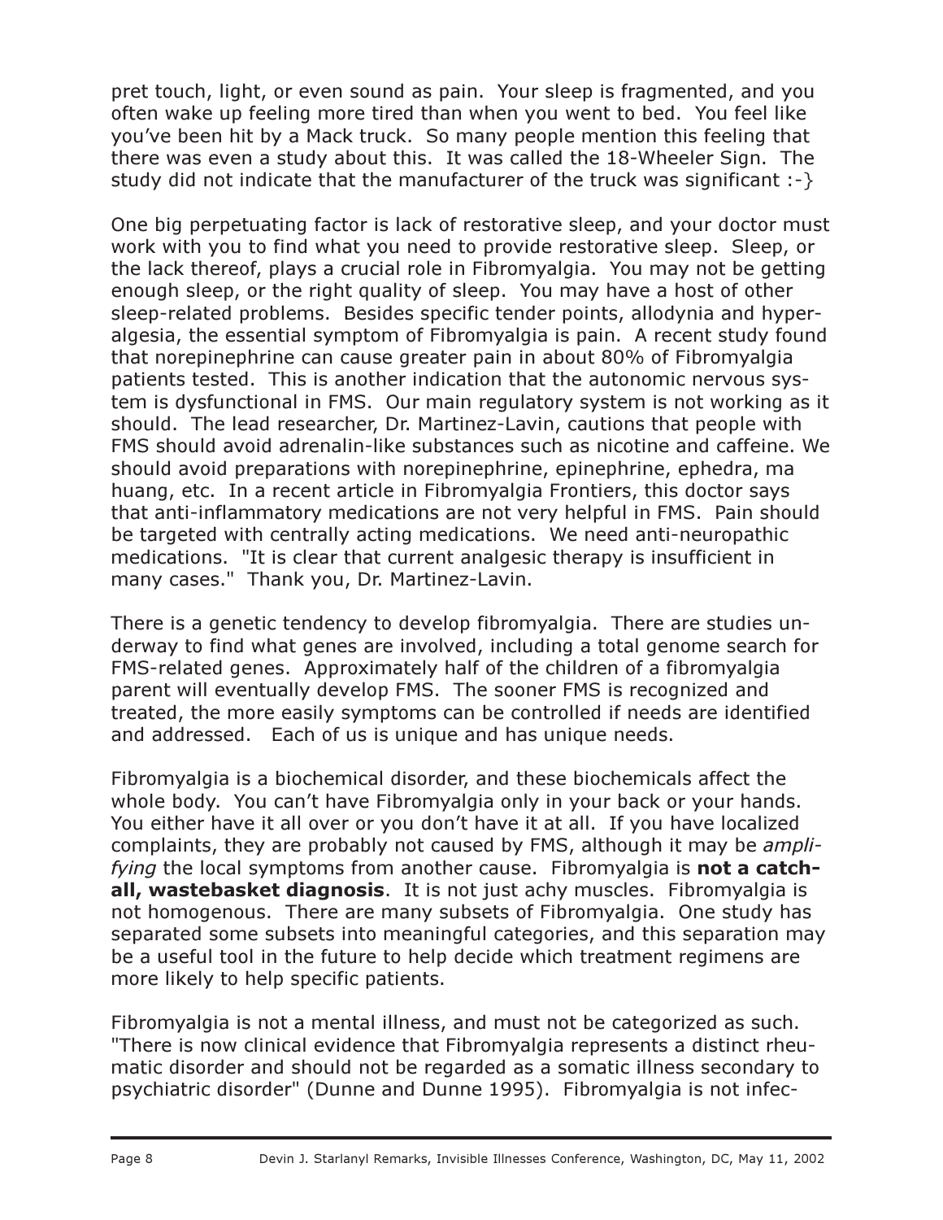pret touch, light, or even sound as pain. Your sleep is fragmented, and you often wake up feeling more tired than when you went to bed. You feel like you've been hit by a Mack truck. So many people mention this feeling that there was even a study about this. It was called the 18-Wheeler Sign. The study did not indicate that the manufacturer of the truck was significant :-}

One big perpetuating factor is lack of restorative sleep, and your doctor must work with you to find what you need to provide restorative sleep. Sleep, or the lack thereof, plays a crucial role in Fibromyalgia. You may not be getting enough sleep, or the right quality of sleep. You may have a host of other sleep-related problems. Besides specific tender points, allodynia and hyperalgesia, the essential symptom of Fibromyalgia is pain. A recent study found that norepinephrine can cause greater pain in about 80% of Fibromyalgia patients tested. This is another indication that the autonomic nervous system is dysfunctional in FMS. Our main regulatory system is not working as it should. The lead researcher, Dr. Martinez-Lavin, cautions that people with FMS should avoid adrenalin-like substances such as nicotine and caffeine. We should avoid preparations with norepinephrine, epinephrine, ephedra, ma huang, etc. In a recent article in Fibromyalgia Frontiers, this doctor says that anti-inflammatory medications are not very helpful in FMS. Pain should be targeted with centrally acting medications. We need anti-neuropathic medications. "It is clear that current analgesic therapy is insufficient in many cases." Thank you, Dr. Martinez-Lavin.

There is a genetic tendency to develop fibromyalgia. There are studies underway to find what genes are involved, including a total genome search for FMS-related genes. Approximately half of the children of a fibromyalgia parent will eventually develop FMS. The sooner FMS is recognized and treated, the more easily symptoms can be controlled if needs are identified and addressed. Each of us is unique and has unique needs.

Fibromyalgia is a biochemical disorder, and these biochemicals affect the whole body. You can't have Fibromyalgia only in your back or your hands. You either have it all over or you don't have it at all. If you have localized complaints, they are probably not caused by FMS, although it may be *amplifying* the local symptoms from another cause. Fibromyalgia is **not a catch-all, wastebasket diagnosis**. It is not just achy muscles. Fibromyalgia is not homogenous. There are many subsets of Fibromyalgia. One study has separated some subsets into meaningful categories, and this separation may be a useful tool in the future to help decide which treatment regimens are more likely to help specific patients.

Fibromyalgia is not a mental illness, and must not be categorized as such. "There is now clinical evidence that Fibromyalgia represents a distinct rheumatic disorder and should not be regarded as a somatic illness secondary to psychiatric disorder" (Dunne and Dunne 1995). Fibromyalgia is not infec-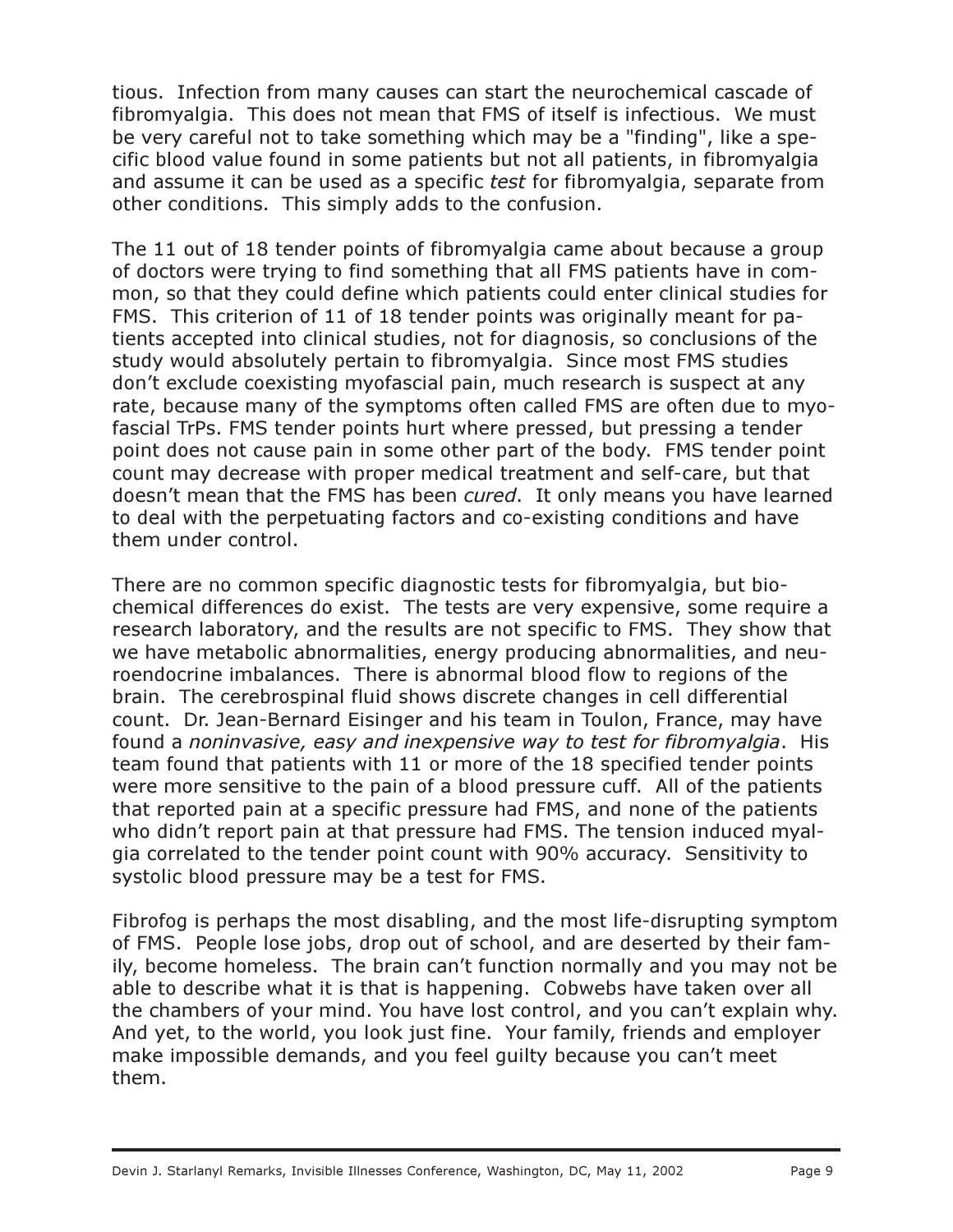tious. Infection from many causes can start the neurochemical cascade of fibromyalgia. This does not mean that FMS of itself is infectious. We must be very careful not to take something which may be a "finding", like a specific blood value found in some patients but not all patients, in fibromyalgia and assume it can be used as a specific *test* for fibromyalgia, separate from other conditions. This simply adds to the confusion.

The 11 out of 18 tender points of fibromyalgia came about because a group of doctors were trying to find something that all FMS patients have in common, so that they could define which patients could enter clinical studies for FMS. This criterion of 11 of 18 tender points was originally meant for patients accepted into clinical studies, not for diagnosis, so conclusions of the study would absolutely pertain to fibromyalgia. Since most FMS studies don't exclude coexisting myofascial pain, much research is suspect at any rate, because many of the symptoms often called FMS are often due to myofascial TrPs. FMS tender points hurt where pressed, but pressing a tender point does not cause pain in some other part of the body. FMS tender point count may decrease with proper medical treatment and self-care, but that doesn't mean that the FMS has been *cured*. It only means you have learned to deal with the perpetuating factors and co-existing conditions and have them under control.

There are no common specific diagnostic tests for fibromyalgia, but biochemical differences do exist. The tests are very expensive, some require a research laboratory, and the results are not specific to FMS. They show that we have metabolic abnormalities, energy producing abnormalities, and neuroendocrine imbalances. There is abnormal blood flow to regions of the brain. The cerebrospinal fluid shows discrete changes in cell differential count. Dr. Jean-Bernard Eisinger and his team in Toulon, France, may have found a *noninvasive, easy and inexpensive way to test for fibromyalgia*. His team found that patients with 11 or more of the 18 specified tender points were more sensitive to the pain of a blood pressure cuff. All of the patients that reported pain at a specific pressure had FMS, and none of the patients who didn't report pain at that pressure had FMS. The tension induced myalgia correlated to the tender point count with 90% accuracy. Sensitivity to systolic blood pressure may be a test for FMS.

Fibrofog is perhaps the most disabling, and the most life-disrupting symptom of FMS. People lose jobs, drop out of school, and are deserted by their family, become homeless. The brain can't function normally and you may not be able to describe what it is that is happening. Cobwebs have taken over all the chambers of your mind. You have lost control, and you can't explain why. And yet, to the world, you look just fine. Your family, friends and employer make impossible demands, and you feel guilty because you can't meet them.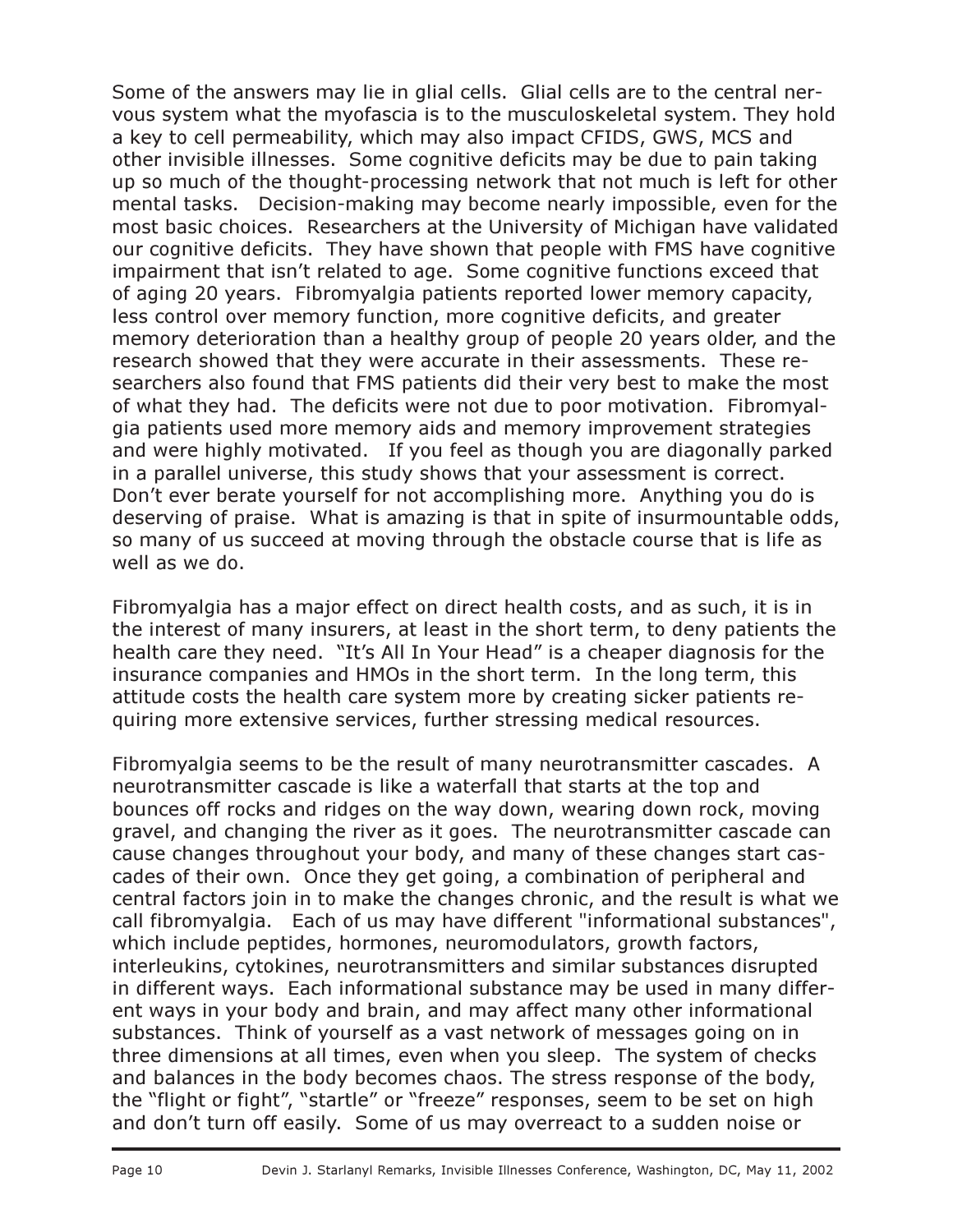Some of the answers may lie in glial cells. Glial cells are to the central nervous system what the myofascia is to the musculoskeletal system. They hold a key to cell permeability, which may also impact CFIDS, GWS, MCS and other invisible illnesses. Some cognitive deficits may be due to pain taking up so much of the thought-processing network that not much is left for other mental tasks. Decision-making may become nearly impossible, even for the most basic choices. Researchers at the University of Michigan have validated our cognitive deficits. They have shown that people with FMS have cognitive impairment that isn't related to age. Some cognitive functions exceed that of aging 20 years. Fibromyalgia patients reported lower memory capacity, less control over memory function, more cognitive deficits, and greater memory deterioration than a healthy group of people 20 years older, and the research showed that they were accurate in their assessments. These researchers also found that FMS patients did their very best to make the most of what they had. The deficits were not due to poor motivation. Fibromyalgia patients used more memory aids and memory improvement strategies and were highly motivated. If you feel as though you are diagonally parked in a parallel universe, this study shows that your assessment is correct. Don't ever berate yourself for not accomplishing more. Anything you do is deserving of praise. What is amazing is that in spite of insurmountable odds, so many of us succeed at moving through the obstacle course that is life as well as we do.

Fibromyalgia has a major effect on direct health costs, and as such, it is in the interest of many insurers, at least in the short term, to deny patients the health care they need. "It's All In Your Head" is a cheaper diagnosis for the insurance companies and HMOs in the short term. In the long term, this attitude costs the health care system more by creating sicker patients requiring more extensive services, further stressing medical resources.

Fibromyalgia seems to be the result of many neurotransmitter cascades. A neurotransmitter cascade is like a waterfall that starts at the top and bounces off rocks and ridges on the way down, wearing down rock, moving gravel, and changing the river as it goes. The neurotransmitter cascade can cause changes throughout your body, and many of these changes start cascades of their own. Once they get going, a combination of peripheral and central factors join in to make the changes chronic, and the result is what we call fibromyalgia. Each of us may have different "informational substances", which include peptides, hormones, neuromodulators, growth factors, interleukins, cytokines, neurotransmitters and similar substances disrupted in different ways. Each informational substance may be used in many different ways in your body and brain, and may affect many other informational substances. Think of yourself as a vast network of messages going on in three dimensions at all times, even when you sleep. The system of checks and balances in the body becomes chaos. The stress response of the body, the "flight or fight", "startle" or "freeze" responses, seem to be set on high and don't turn off easily. Some of us may overreact to a sudden noise or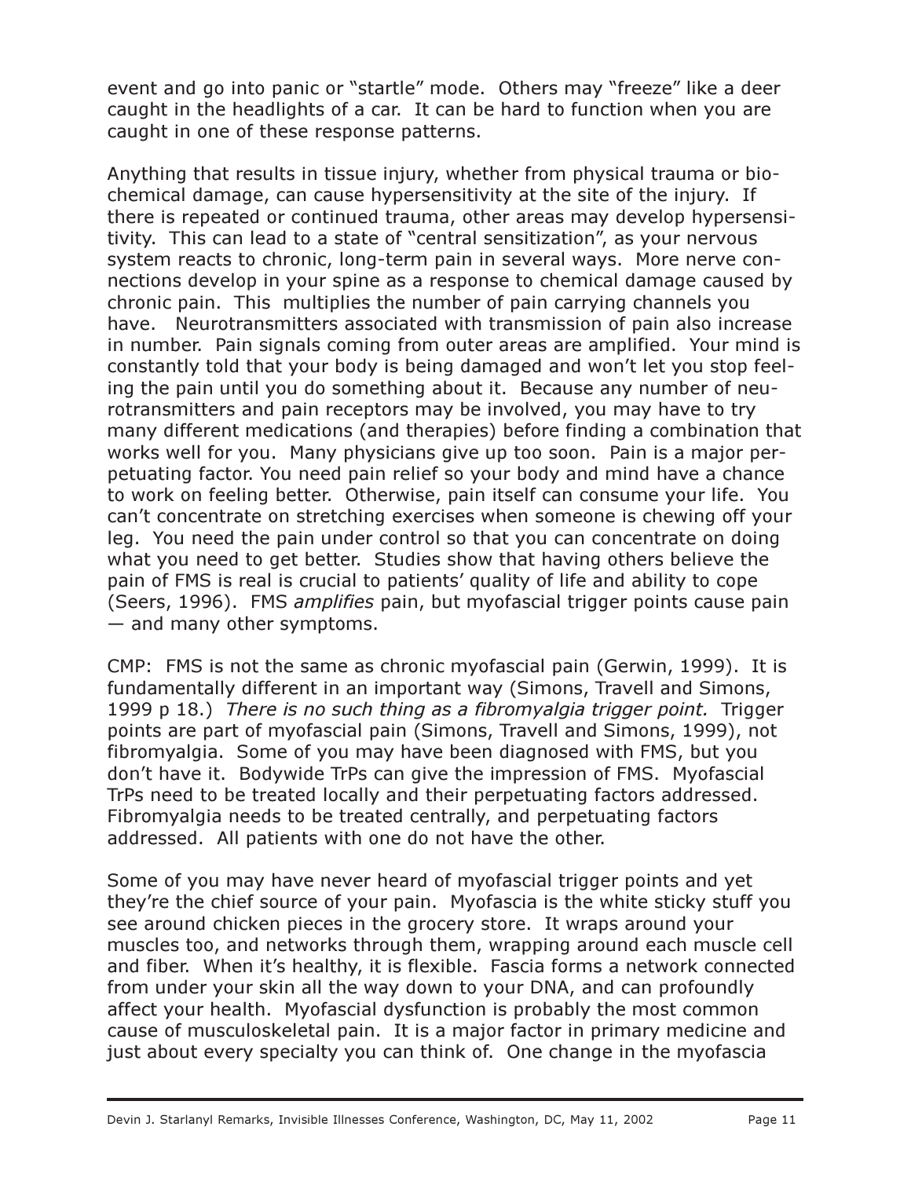event and go into panic or "startle" mode. Others may "freeze" like a deer caught in the headlights of a car. It can be hard to function when you are caught in one of these response patterns.

Anything that results in tissue injury, whether from physical trauma or biochemical damage, can cause hypersensitivity at the site of the injury. If there is repeated or continued trauma, other areas may develop hypersensitivity. This can lead to a state of "central sensitization", as your nervous system reacts to chronic, long-term pain in several ways. More nerve connections develop in your spine as a response to chemical damage caused by chronic pain. This multiplies the number of pain carrying channels you have. Neurotransmitters associated with transmission of pain also increase in number. Pain signals coming from outer areas are amplified. Your mind is constantly told that your body is being damaged and won't let you stop feeling the pain until you do something about it. Because any number of neurotransmitters and pain receptors may be involved, you may have to try many different medications (and therapies) before finding a combination that works well for you. Many physicians give up too soon. Pain is a major perpetuating factor. You need pain relief so your body and mind have a chance to work on feeling better. Otherwise, pain itself can consume your life. You can't concentrate on stretching exercises when someone is chewing off your leg. You need the pain under control so that you can concentrate on doing what you need to get better. Studies show that having others believe the pain of FMS is real is crucial to patients' quality of life and ability to cope (Seers, 1996). FMS *amplifies* pain, but myofascial trigger points cause pain — and many other symptoms.

CMP: FMS is not the same as chronic myofascial pain (Gerwin, 1999). It is fundamentally different in an important way (Simons, Travell and Simons, 1999 p 18.) *There is no such thing as a fibromyalgia trigger point.* Trigger points are part of myofascial pain (Simons, Travell and Simons, 1999), not fibromyalgia. Some of you may have been diagnosed with FMS, but you don't have it. Bodywide TrPs can give the impression of FMS. Myofascial TrPs need to be treated locally and their perpetuating factors addressed. Fibromyalgia needs to be treated centrally, and perpetuating factors addressed. All patients with one do not have the other.

Some of you may have never heard of myofascial trigger points and yet they're the chief source of your pain. Myofascia is the white sticky stuff you see around chicken pieces in the grocery store. It wraps around your muscles too, and networks through them, wrapping around each muscle cell and fiber. When it's healthy, it is flexible. Fascia forms a network connected from under your skin all the way down to your DNA, and can profoundly affect your health. Myofascial dysfunction is probably the most common cause of musculoskeletal pain. It is a major factor in primary medicine and just about every specialty you can think of. One change in the myofascia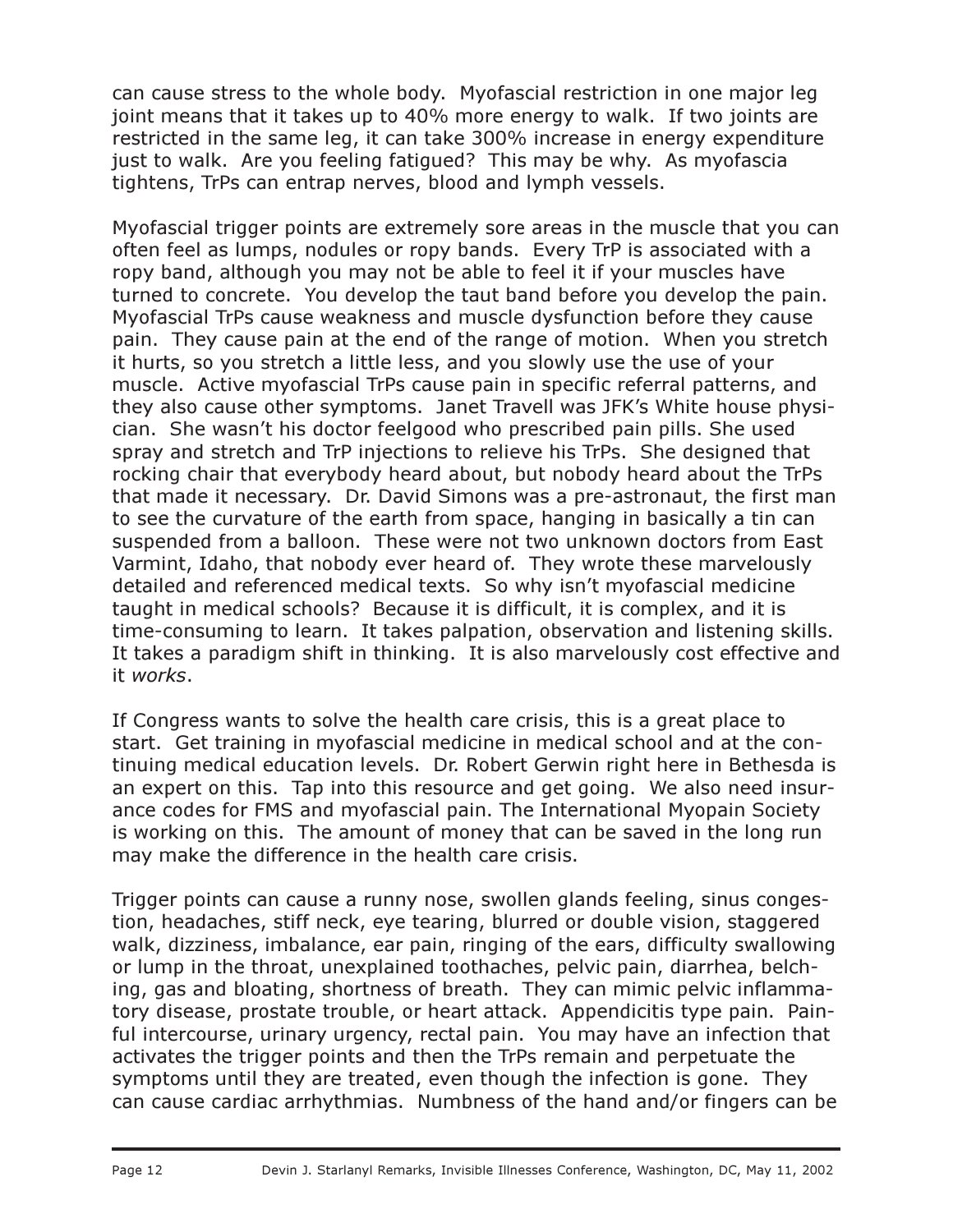can cause stress to the whole body. Myofascial restriction in one major leg joint means that it takes up to 40% more energy to walk. If two joints are restricted in the same leg, it can take 300% increase in energy expenditure just to walk. Are you feeling fatigued? This may be why. As myofascia tightens, TrPs can entrap nerves, blood and lymph vessels.

Myofascial trigger points are extremely sore areas in the muscle that you can often feel as lumps, nodules or ropy bands. Every TrP is associated with a ropy band, although you may not be able to feel it if your muscles have turned to concrete. You develop the taut band before you develop the pain. Myofascial TrPs cause weakness and muscle dysfunction before they cause pain. They cause pain at the end of the range of motion. When you stretch it hurts, so you stretch a little less, and you slowly use the use of your muscle. Active myofascial TrPs cause pain in specific referral patterns, and they also cause other symptoms. Janet Travell was JFK's White house physician. She wasn't his doctor feelgood who prescribed pain pills. She used spray and stretch and TrP injections to relieve his TrPs. She designed that rocking chair that everybody heard about, but nobody heard about the TrPs that made it necessary. Dr. David Simons was a pre-astronaut, the first man to see the curvature of the earth from space, hanging in basically a tin can suspended from a balloon. These were not two unknown doctors from East Varmint, Idaho, that nobody ever heard of. They wrote these marvelously detailed and referenced medical texts. So why isn't myofascial medicine taught in medical schools? Because it is difficult, it is complex, and it is time-consuming to learn. It takes palpation, observation and listening skills. It takes a paradigm shift in thinking. It is also marvelously cost effective and it *works*.

If Congress wants to solve the health care crisis, this is a great place to start. Get training in myofascial medicine in medical school and at the continuing medical education levels. Dr. Robert Gerwin right here in Bethesda is an expert on this. Tap into this resource and get going. We also need insurance codes for FMS and myofascial pain. The International Myopain Society is working on this. The amount of money that can be saved in the long run may make the difference in the health care crisis.

Trigger points can cause a runny nose, swollen glands feeling, sinus congestion, headaches, stiff neck, eye tearing, blurred or double vision, staggered walk, dizziness, imbalance, ear pain, ringing of the ears, difficulty swallowing or lump in the throat, unexplained toothaches, pelvic pain, diarrhea, belching, gas and bloating, shortness of breath. They can mimic pelvic inflammatory disease, prostate trouble, or heart attack. Appendicitis type pain. Painful intercourse, urinary urgency, rectal pain. You may have an infection that activates the trigger points and then the TrPs remain and perpetuate the symptoms until they are treated, even though the infection is gone. They can cause cardiac arrhythmias. Numbness of the hand and/or fingers can be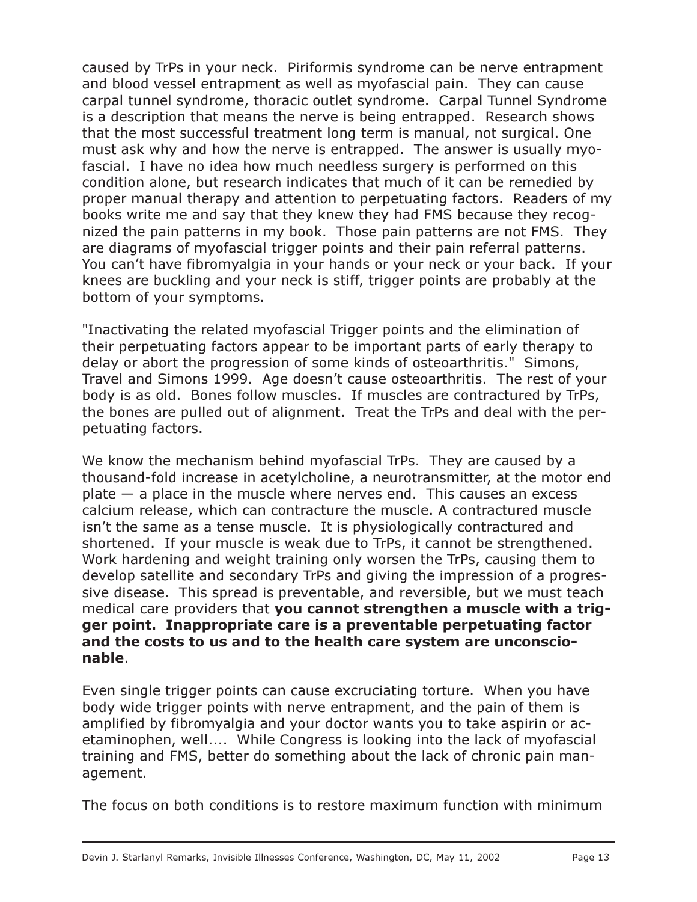caused by TrPs in your neck. Piriformis syndrome can be nerve entrapment and blood vessel entrapment as well as myofascial pain. They can cause carpal tunnel syndrome, thoracic outlet syndrome. Carpal Tunnel Syndrome is a description that means the nerve is being entrapped. Research shows that the most successful treatment long term is manual, not surgical. One must ask why and how the nerve is entrapped. The answer is usually myofascial. I have no idea how much needless surgery is performed on this condition alone, but research indicates that much of it can be remedied by proper manual therapy and attention to perpetuating factors. Readers of my books write me and say that they knew they had FMS because they recognized the pain patterns in my book. Those pain patterns are not FMS. They are diagrams of myofascial trigger points and their pain referral patterns. You can't have fibromyalgia in your hands or your neck or your back. If your knees are buckling and your neck is stiff, trigger points are probably at the bottom of your symptoms.

"Inactivating the related myofascial Trigger points and the elimination of their perpetuating factors appear to be important parts of early therapy to delay or abort the progression of some kinds of osteoarthritis." Simons, Travel and Simons 1999. Age doesn't cause osteoarthritis. The rest of your body is as old. Bones follow muscles. If muscles are contractured by TrPs, the bones are pulled out of alignment. Treat the TrPs and deal with the perpetuating factors.

We know the mechanism behind myofascial TrPs. They are caused by a thousand-fold increase in acetylcholine, a neurotransmitter, at the motor end plate — a place in the muscle where nerves end. This causes an excess calcium release, which can contracture the muscle. A contractured muscle isn't the same as a tense muscle. It is physiologically contractured and shortened. If your muscle is weak due to TrPs, it cannot be strengthened. Work hardening and weight training only worsen the TrPs, causing them to develop satellite and secondary TrPs and giving the impression of a progressive disease. This spread is preventable, and reversible, but we must teach medical care providers that **you cannot strengthen a muscle with a trigger point. Inappropriate care is a preventable perpetuating factor and the costs to us and to the health care system are unconscionable**.

Even single trigger points can cause excruciating torture. When you have body wide trigger points with nerve entrapment, and the pain of them is amplified by fibromyalgia and your doctor wants you to take aspirin or acetaminophen, well.... While Congress is looking into the lack of myofascial training and FMS, better do something about the lack of chronic pain management.

The focus on both conditions is to restore maximum function with minimum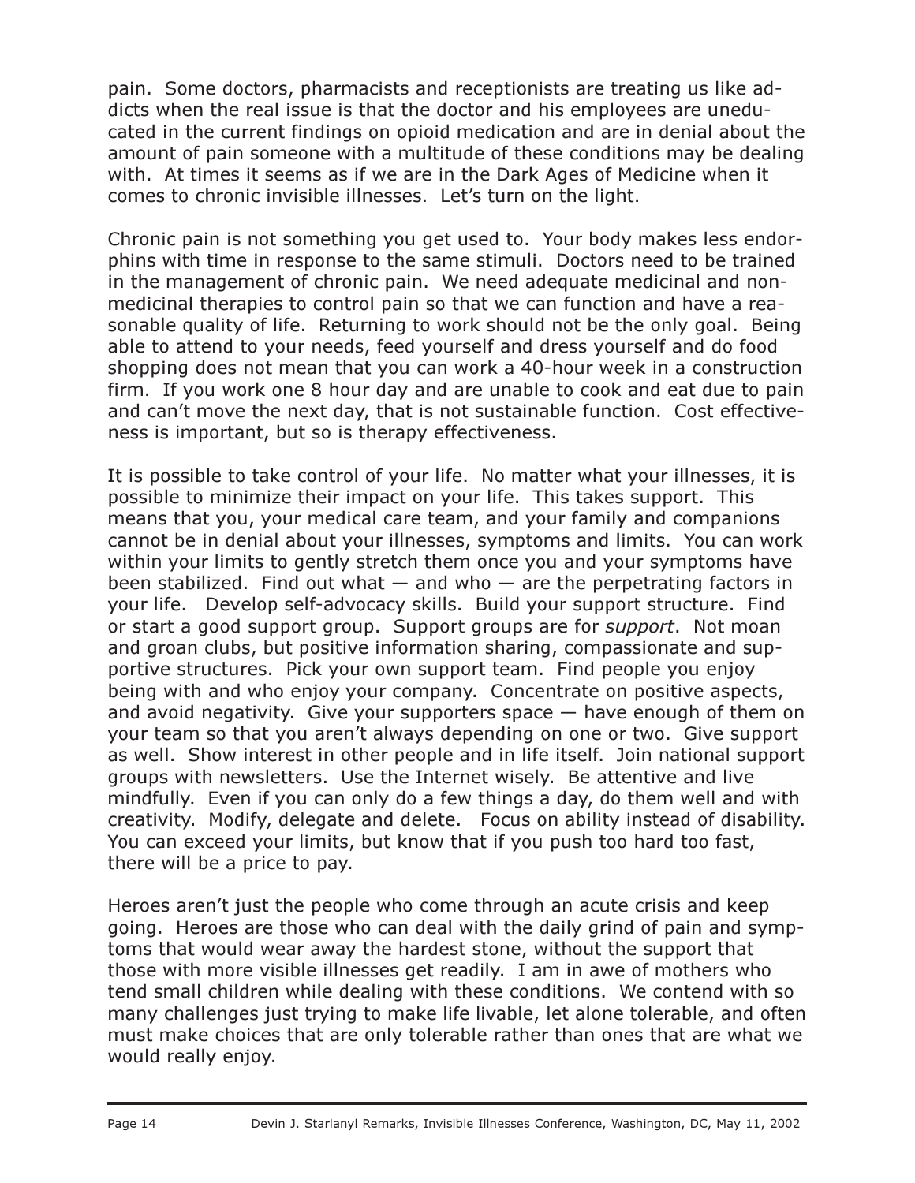pain. Some doctors, pharmacists and receptionists are treating us like addicts when the real issue is that the doctor and his employees are uneducated in the current findings on opioid medication and are in denial about the amount of pain someone with a multitude of these conditions may be dealing with. At times it seems as if we are in the Dark Ages of Medicine when it comes to chronic invisible illnesses. Let's turn on the light.

Chronic pain is not something you get used to. Your body makes less endorphins with time in response to the same stimuli. Doctors need to be trained in the management of chronic pain. We need adequate medicinal and non-medicinal therapies to control pain so that we can function and have a reasonable quality of life. Returning to work should not be the only goal. Being able to attend to your needs, feed yourself and dress yourself and do food shopping does not mean that you can work a 40-hour week in a construction firm. If you work one 8 hour day and are unable to cook and eat due to pain and can't move the next day, that is not sustainable function. Cost effectiveness is important, but so is therapy effectiveness.

It is possible to take control of your life. No matter what your illnesses, it is possible to minimize their impact on your life. This takes support. This means that you, your medical care team, and your family and companions cannot be in denial about your illnesses, symptoms and limits. You can work within your limits to gently stretch them once you and your symptoms have been stabilized. Find out what — and who — are the perpetrating factors in your life. Develop self-advocacy skills. Build your support structure. Find or start a good support group. Support groups are for *support*. Not moan and groan clubs, but positive information sharing, compassionate and supportive structures. Pick your own support team. Find people you enjoy being with and who enjoy your company. Concentrate on positive aspects, and avoid negativity. Give your supporters space — have enough of them on your team so that you aren't always depending on one or two. Give support as well. Show interest in other people and in life itself. Join national support groups with newsletters. Use the Internet wisely. Be attentive and live mindfully. Even if you can only do a few things a day, do them well and with creativity. Modify, delegate and delete. Focus on ability instead of disability. You can exceed your limits, but know that if you push too hard too fast, there will be a price to pay.

Heroes aren't just the people who come through an acute crisis and keep going. Heroes are those who can deal with the daily grind of pain and symptoms that would wear away the hardest stone, without the support that those with more visible illnesses get readily. I am in awe of mothers who tend small children while dealing with these conditions. We contend with so many challenges just trying to make life livable, let alone tolerable, and often must make choices that are only tolerable rather than ones that are what we would really enjoy.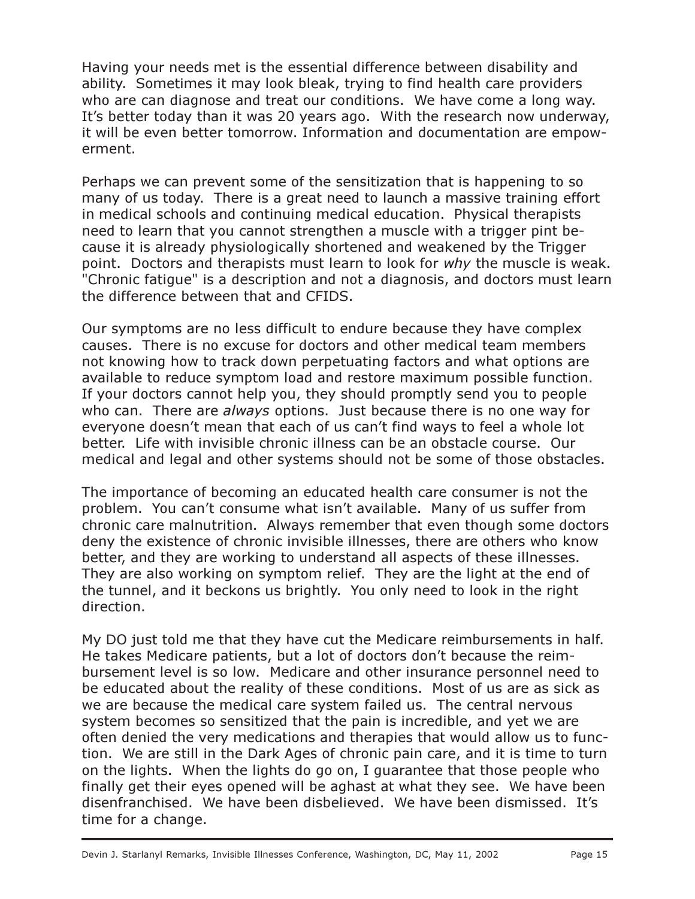Having your needs met is the essential difference between disability and ability. Sometimes it may look bleak, trying to find health care providers who are can diagnose and treat our conditions. We have come a long way. It's better today than it was 20 years ago. With the research now underway, it will be even better tomorrow. Information and documentation are empowerment.

Perhaps we can prevent some of the sensitization that is happening to so many of us today. There is a great need to launch a massive training effort in medical schools and continuing medical education. Physical therapists need to learn that you cannot strengthen a muscle with a trigger pint because it is already physiologically shortened and weakened by the Trigger point. Doctors and therapists must learn to look for *why* the muscle is weak. "Chronic fatigue" is a description and not a diagnosis, and doctors must learn the difference between that and CFIDS.

Our symptoms are no less difficult to endure because they have complex causes. There is no excuse for doctors and other medical team members not knowing how to track down perpetuating factors and what options are available to reduce symptom load and restore maximum possible function. If your doctors cannot help you, they should promptly send you to people who can. There are *always* options. Just because there is no one way for everyone doesn't mean that each of us can't find ways to feel a whole lot better. Life with invisible chronic illness can be an obstacle course. Our medical and legal and other systems should not be some of those obstacles.

The importance of becoming an educated health care consumer is not the problem. You can't consume what isn't available. Many of us suffer from chronic care malnutrition. Always remember that even though some doctors deny the existence of chronic invisible illnesses, there are others who know better, and they are working to understand all aspects of these illnesses. They are also working on symptom relief. They are the light at the end of the tunnel, and it beckons us brightly. You only need to look in the right direction.

My DO just told me that they have cut the Medicare reimbursements in half. He takes Medicare patients, but a lot of doctors don't because the reimbursement level is so low. Medicare and other insurance personnel need to be educated about the reality of these conditions. Most of us are as sick as we are because the medical care system failed us. The central nervous system becomes so sensitized that the pain is incredible, and yet we are often denied the very medications and therapies that would allow us to function. We are still in the Dark Ages of chronic pain care, and it is time to turn on the lights. When the lights do go on, I guarantee that those people who finally get their eyes opened will be aghast at what they see. We have been disenfranchised. We have been disbelieved. We have been dismissed. It's time for a change.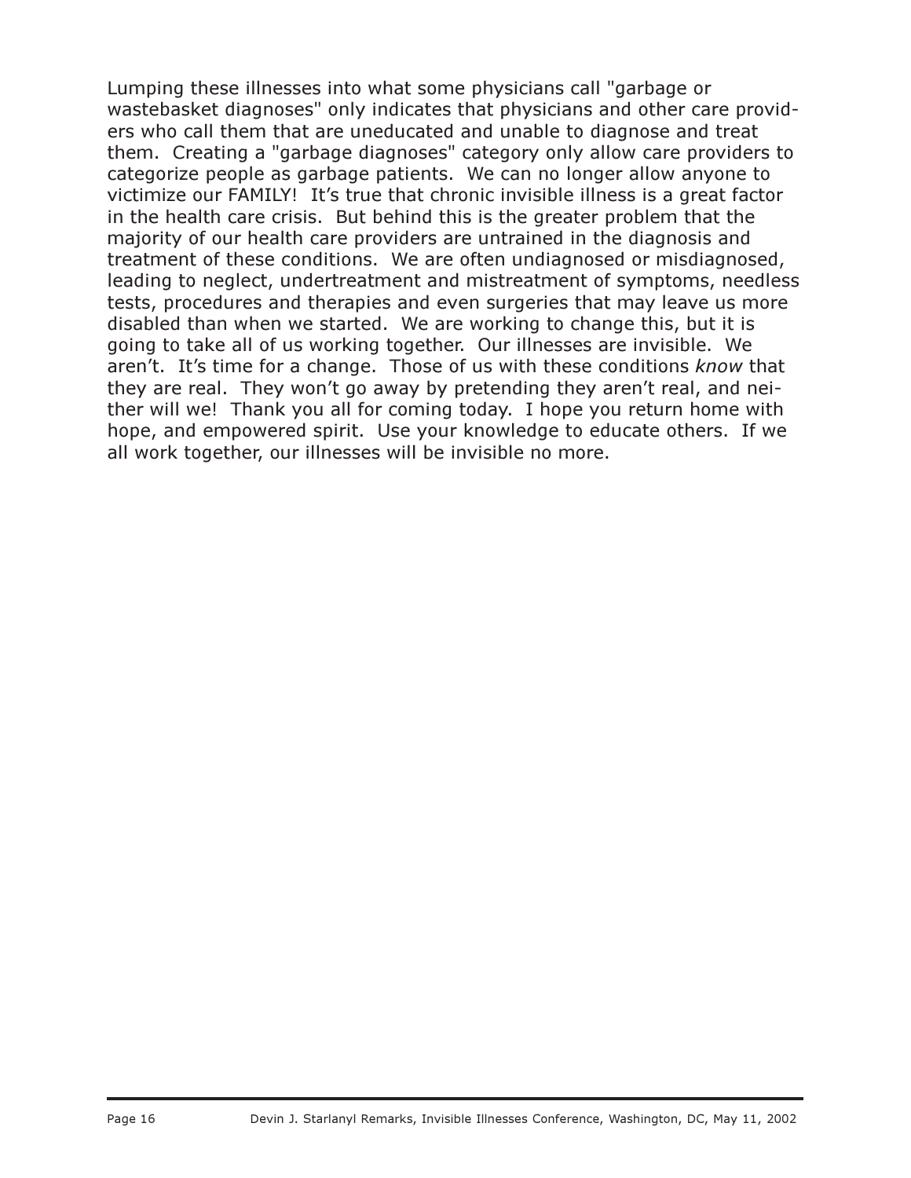Lumping these illnesses into what some physicians call "garbage or wastebasket diagnoses" only indicates that physicians and other care providers who call them that are uneducated and unable to diagnose and treat them. Creating a "garbage diagnoses" category only allow care providers to categorize people as garbage patients. We can no longer allow anyone to victimize our FAMILY! It's true that chronic invisible illness is a great factor in the health care crisis. But behind this is the greater problem that the majority of our health care providers are untrained in the diagnosis and treatment of these conditions. We are often undiagnosed or misdiagnosed, leading to neglect, undertreatment and mistreatment of symptoms, needless tests, procedures and therapies and even surgeries that may leave us more disabled than when we started. We are working to change this, but it is going to take all of us working together. Our illnesses are invisible. We aren't. It's time for a change. Those of us with these conditions *know* that they are real. They won't go away by pretending they aren't real, and neither will we! Thank you all for coming today. I hope you return home with hope, and empowered spirit. Use your knowledge to educate others. If we all work together, our illnesses will be invisible no more.